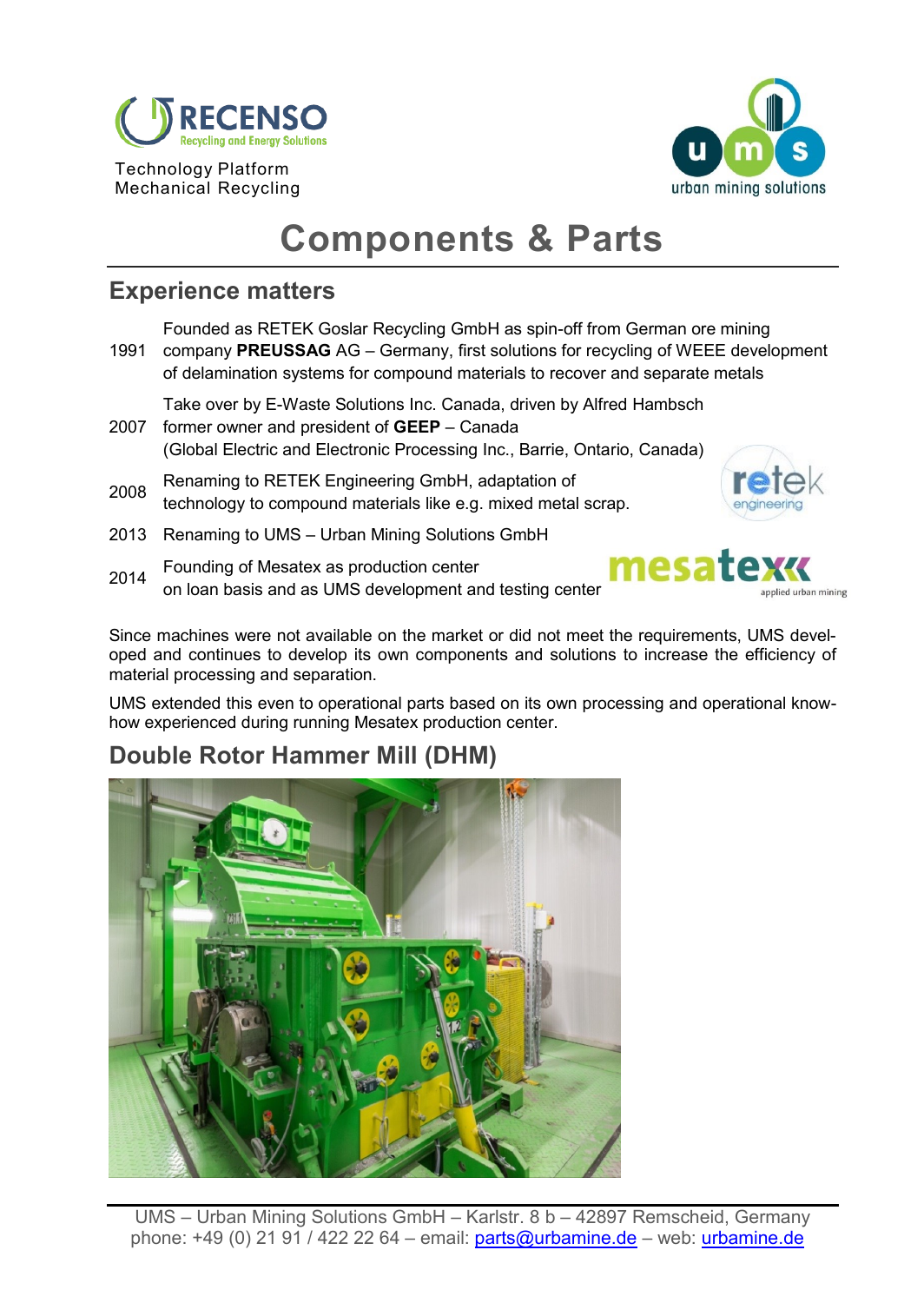RECENSO Recycling and Energy Solutions

Technology Platform
Mechanical Recycling

urban mining solutions

# Components & Parts

## Experience matters

| | |
|---|---|
| 1991 | Founded as RETEK Goslar Recycling GmbH as spin-off from German ore mining company **PREUSSAG** AG – Germany, first solutions for recycling of WEEE development of delamination systems for compound materials to recover and separate metals |
| 2007 | Take over by E-Waste Solutions Inc. Canada, driven by Alfred Hambsch former owner and president of **GEEP** – Canada (Global Electric and Electronic Processing Inc., Barrie, Ontario, Canada) |
| 2008 | Renaming to RETEK Engineering GmbH, adaptation of technology to compound materials like e.g. mixed metal scrap. |
| 2013 | Renaming to UMS – Urban Mining Solutions GmbH |
| 2014 | Founding of Mesatex as production center on loan basis and as UMS development and testing center |

Since machines were not available on the market or did not meet the requirements, UMS developed and continues to develop its own components and solutions to increase the efficiency of material processing and separation.

UMS extended this even to operational parts based on its own processing and operational know-how experienced during running Mesatex production center.

## Double Rotor Hammer Mill (DHM)

UMS – Urban Mining Solutions GmbH – Karlstr. 8 b – 42897 Remscheid, Germany
phone: +49 (0) 21 91 / 422 22 64 – email: parts@urbamine.de – web: urbamine.de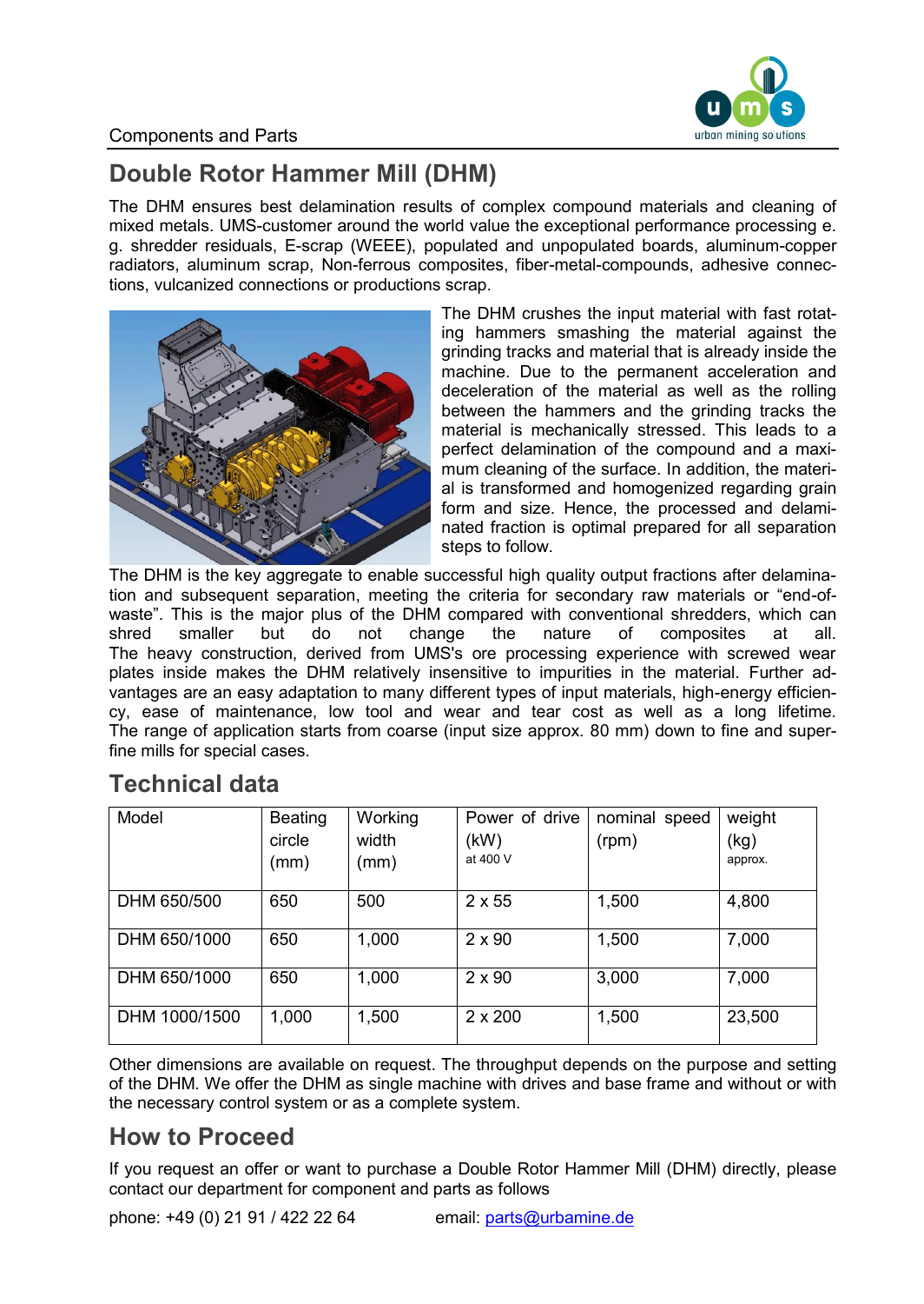# Double Rotor Hammer Mill (DHM)

The DHM ensures best delamination results of complex compound materials and cleaning of mixed metals. UMS-customer around the world value the exceptional performance processing e. g. shredder residuals, E-scrap (WEEE), populated and unpopulated boards, aluminum-copper radiators, aluminum scrap, Non-ferrous composites, fiber-metal-compounds, adhesive connections, vulcanized connections or productions scrap.

The DHM crushes the input material with fast rotating hammers smashing the material against the grinding tracks and material that is already inside the machine. Due to the permanent acceleration and deceleration of the material as well as the rolling between the hammers and the grinding tracks the material is mechanically stressed. This leads to a perfect delamination of the compound and a maximum cleaning of the surface. In addition, the material is transformed and homogenized regarding grain form and size. Hence, the processed and delaminated fraction is optimal prepared for all separation steps to follow.

The DHM is the key aggregate to enable successful high quality output fractions after delamination and subsequent separation, meeting the criteria for secondary raw materials or "end-of-waste". This is the major plus of the DHM compared with conventional shredders, which can shred smaller but do not change the nature of composites at all. The heavy construction, derived from UMS's ore processing experience with screwed wear plates inside makes the DHM relatively insensitive to impurities in the material. Further advantages are an easy adaptation to many different types of input materials, high-energy efficiency, ease of maintenance, low tool and wear and tear cost as well as a long lifetime. The range of application starts from coarse (input size approx. 80 mm) down to fine and superfine mills for special cases.

## Technical data

| Model | Beating circle (mm) | Working width (mm) | Power of drive (kW) at 400 V | nominal speed (rpm) | weight (kg) approx. |
|---|---|---|---|---|---|
| DHM 650/500 | 650 | 500 | 2 x 55 | 1,500 | 4,800 |
| DHM 650/1000 | 650 | 1,000 | 2 x 90 | 1,500 | 7,000 |
| DHM 650/1000 | 650 | 1,000 | 2 x 90 | 3,000 | 7,000 |
| DHM 1000/1500 | 1,000 | 1,500 | 2 x 200 | 1,500 | 23,500 |

Other dimensions are available on request. The throughput depends on the purpose and setting of the DHM. We offer the DHM as single machine with drives and base frame and without or with the necessary control system or as a complete system.

## How to Proceed

If you request an offer or want to purchase a Double Rotor Hammer Mill (DHM) directly, please contact our department for component and parts as follows

phone: +49 (0) 21 91 / 422 22 64 email: parts@urbamine.de